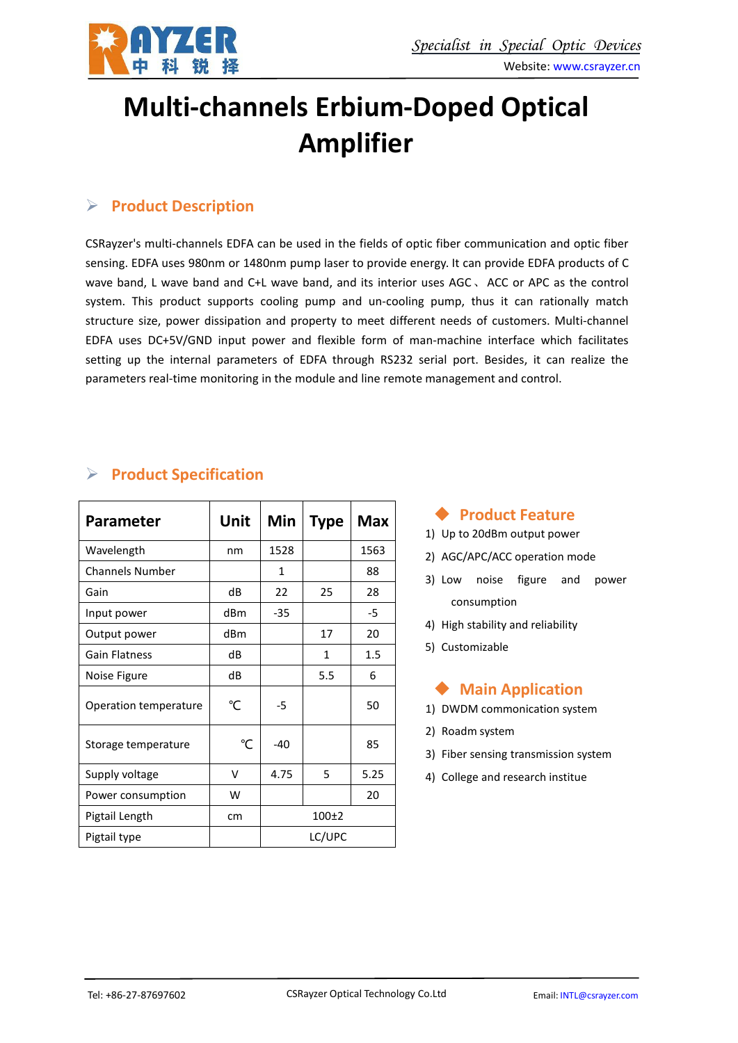# Multi-channels Erbium-Doped Optical Amplifier

## Product Description

CSRayzer's multi-channels EDFA can be used in the fields of optic fiber communication and optic fiber sensing. EDFA uses 980nm or 1480nm pump laser to provide energy. It can provide EDFA products of C wave band, L wave band and C+L wave band, and its interior uses AGC、 ACC or APC as the control system. This product supports cooling pump and un-cooling pump, thus it can rationally match structure size, power dissipation and property to meet different needs of customers. Multi-channel EDFA uses DC+5V/GND input power and flexible form of man-machine interface which facilitates setting up the internal parameters of EDFA through RS232 serial port. Besides, it can realize the parameters real-time monitoring in the module and line remote management and control.

## Product Specification

| Parameter | Unit | Min | Type | Max |
|---|---|---|---|---|
| Wavelength | nm | 1528 | | 1563 |
| Channels Number | | 1 | | 88 |
| Gain | dB | 22 | 25 | 28 |
| Input power | dBm | -35 | | -5 |
| Output power | dBm | | 17 | 20 |
| Gain Flatness | dB | | 1 | 1.5 |
| Noise Figure | dB | | 5.5 | 6 |
| Operation temperature | ℃ | -5 | | 50 |
| Storage temperature | ℃ | -40 | | 85 |
| Supply voltage | V | 4.75 | 5 | 5.25 |
| Power consumption | W | | | 20 |
| Pigtail Length | cm | 100±2 | | |
| Pigtail type | | LC/UPC | | |

### Product Feature

1) Up to 20dBm output power
2) AGC/APC/ACC operation mode
3) Low noise figure and power consumption
4) High stability and reliability
5) Customizable

### Main Application

1) DWDM commonication system
2) Roadm system
3) Fiber sensing transmission system
4) College and research institue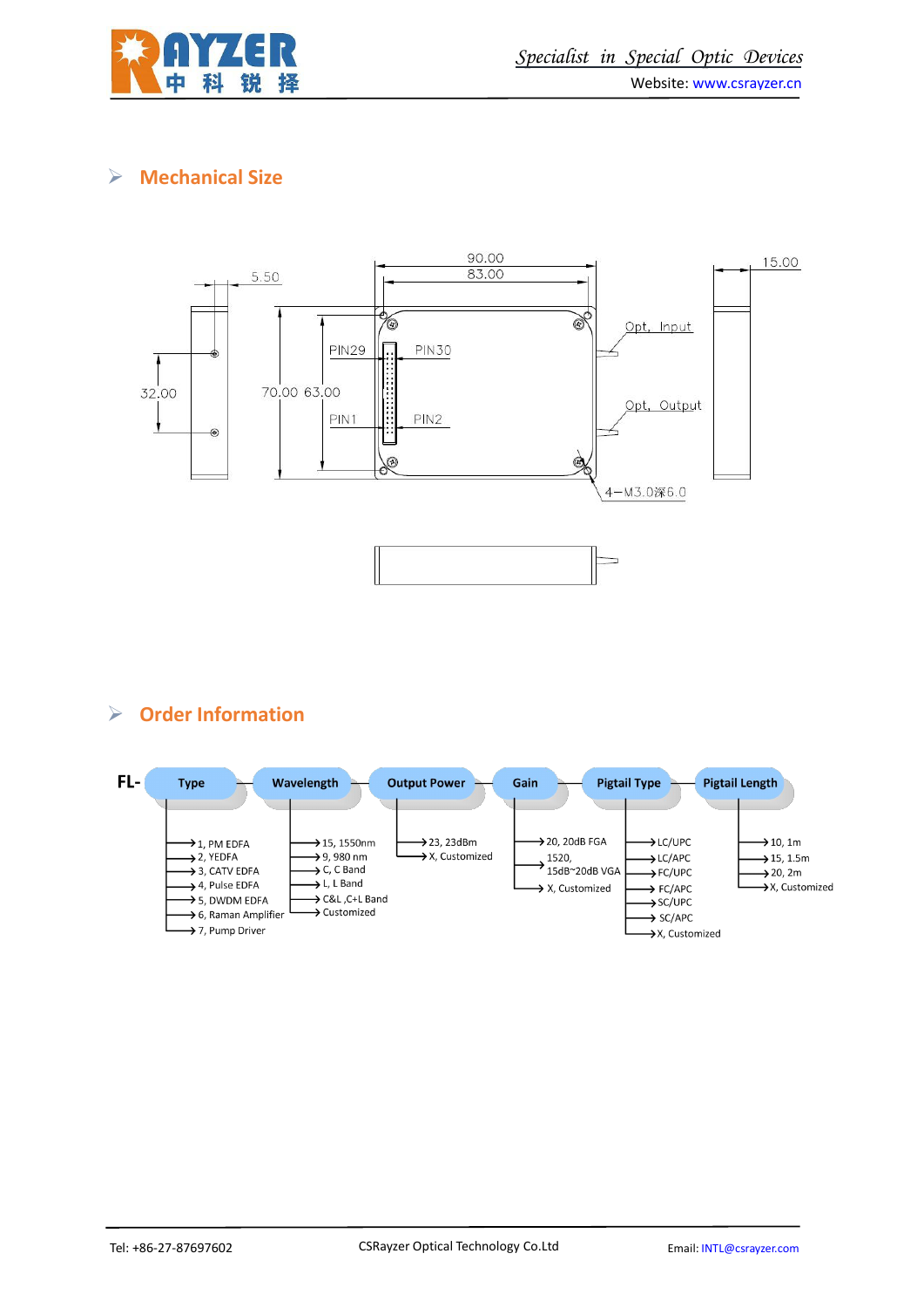## Mechanical Size

90.00
83.00
15.00
5.50
32.00
70.00 63.00
PIN29
PIN30
PIN1
PIN2
Opt. Input
Opt. Output
4—M3.0深6.0

## Order Information

FL- Type — Wavelength — Output Power — Gain — Pigtail Type — Pigtail Length

**Type**
- 1, PM EDFA
- 2, YEDFA
- 3, CATV EDFA
- 4, Pulse EDFA
- 5, DWDM EDFA
- 6, Raman Amplifier
- 7, Pump Driver

**Wavelength**
- 15, 1550nm
- 9, 980 nm
- C, C Band
- L, L Band
- C&L ,C+L Band
- Customized

**Output Power**
- 23, 23dBm
- X, Customized

**Gain**
- 20, 20dB FGA
- 1520, 15dB~20dB VGA
- X, Customized

**Pigtail Type**
- LC/UPC
- LC/APC
- FC/UPC
- FC/APC
- SC/UPC
- SC/APC
- X, Customized

**Pigtail Length**
- 10, 1m
- 15, 1.5m
- 20, 2m
- X, Customized